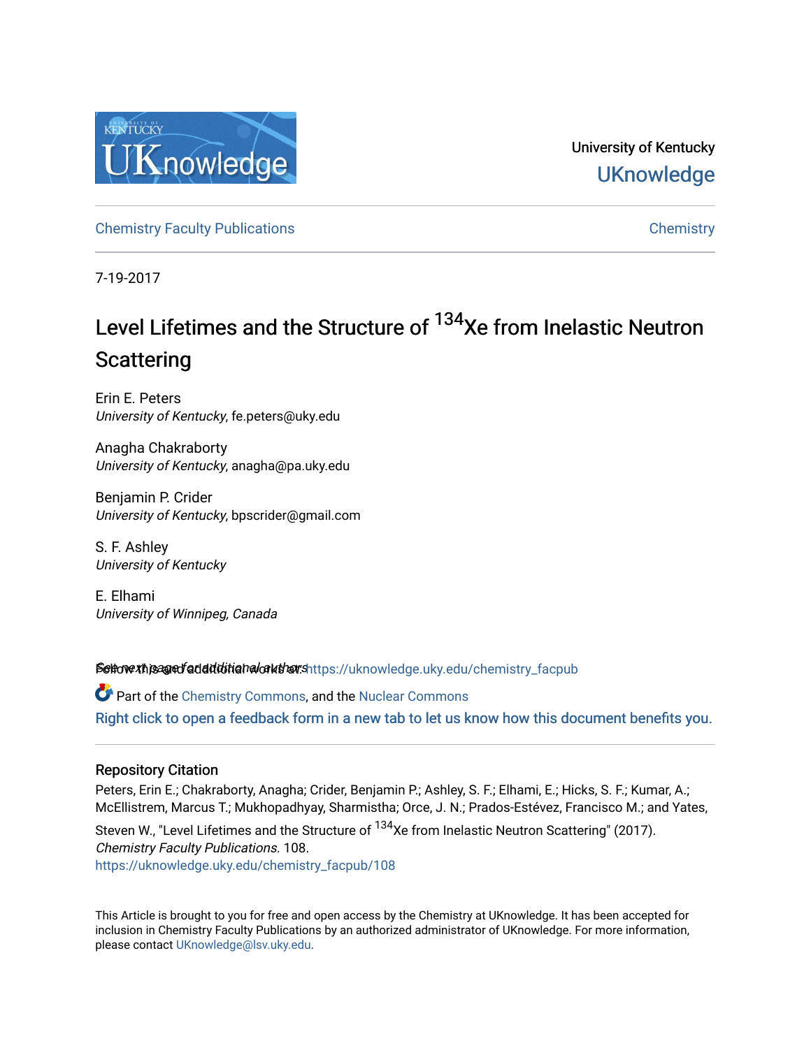University of Kentucky
UKnowledge

Chemistry Faculty Publications

Chemistry

7-19-2017

# Level Lifetimes and the Structure of $^{134}$Xe from Inelastic Neutron Scattering

Erin E. Peters
*University of Kentucky*, fe.peters@uky.edu

Anagha Chakraborty
*University of Kentucky*, anagha@pa.uky.edu

Benjamin P. Crider
*University of Kentucky*, bpscrider@gmail.com

S. F. Ashley
*University of Kentucky*

E. Elhami
*University of Winnipeg, Canada*

See next page for additional authors

Follow this and additional works at: https://uknowledge.uky.edu/chemistry_facpub

Part of the Chemistry Commons, and the Nuclear Commons

Right click to open a feedback form in a new tab to let us know how this document benefits you.

## Repository Citation

Peters, Erin E.; Chakraborty, Anagha; Crider, Benjamin P.; Ashley, S. F.; Elhami, E.; Hicks, S. F.; Kumar, A.; McEllistrem, Marcus T.; Mukhopadhyay, Sharmistha; Orce, J. N.; Prados-Estévez, Francisco M.; and Yates, Steven W., "Level Lifetimes and the Structure of $^{134}$Xe from Inelastic Neutron Scattering" (2017). *Chemistry Faculty Publications*. 108.
https://uknowledge.uky.edu/chemistry_facpub/108

This Article is brought to you for free and open access by the Chemistry at UKnowledge. It has been accepted for inclusion in Chemistry Faculty Publications by an authorized administrator of UKnowledge. For more information, please contact UKnowledge@lsv.uky.edu.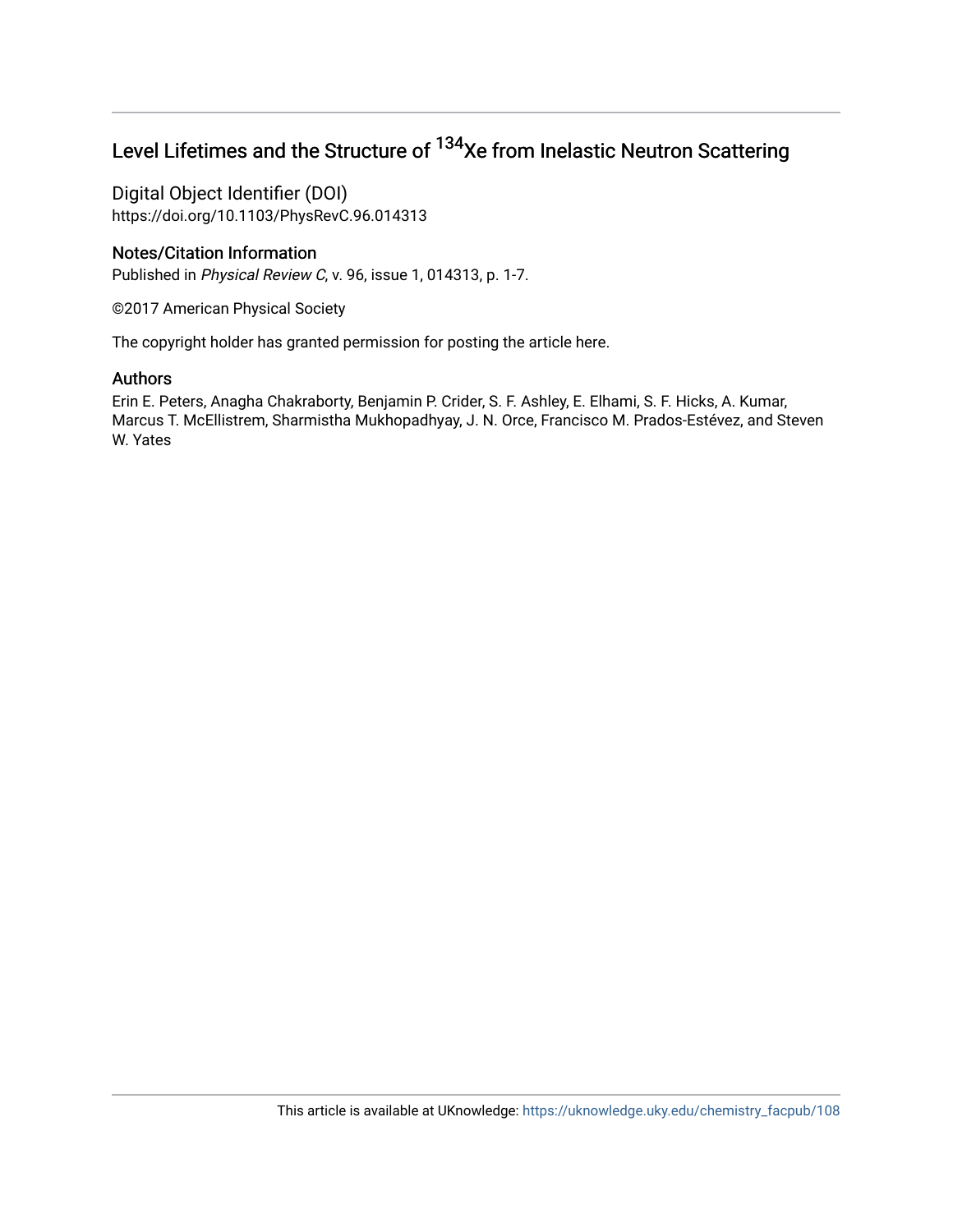# Level Lifetimes and the Structure of $^{134}$Xe from Inelastic Neutron Scattering

## Digital Object Identifier (DOI)

https://doi.org/10.1103/PhysRevC.96.014313

## Notes/Citation Information

Published in *Physical Review C*, v. 96, issue 1, 014313, p. 1-7.

©2017 American Physical Society

The copyright holder has granted permission for posting the article here.

## Authors

Erin E. Peters, Anagha Chakraborty, Benjamin P. Crider, S. F. Ashley, E. Elhami, S. F. Hicks, A. Kumar, Marcus T. McEllistrem, Sharmistha Mukhopadhyay, J. N. Orce, Francisco M. Prados-Estévez, and Steven W. Yates

This article is available at UKnowledge: https://uknowledge.uky.edu/chemistry_facpub/108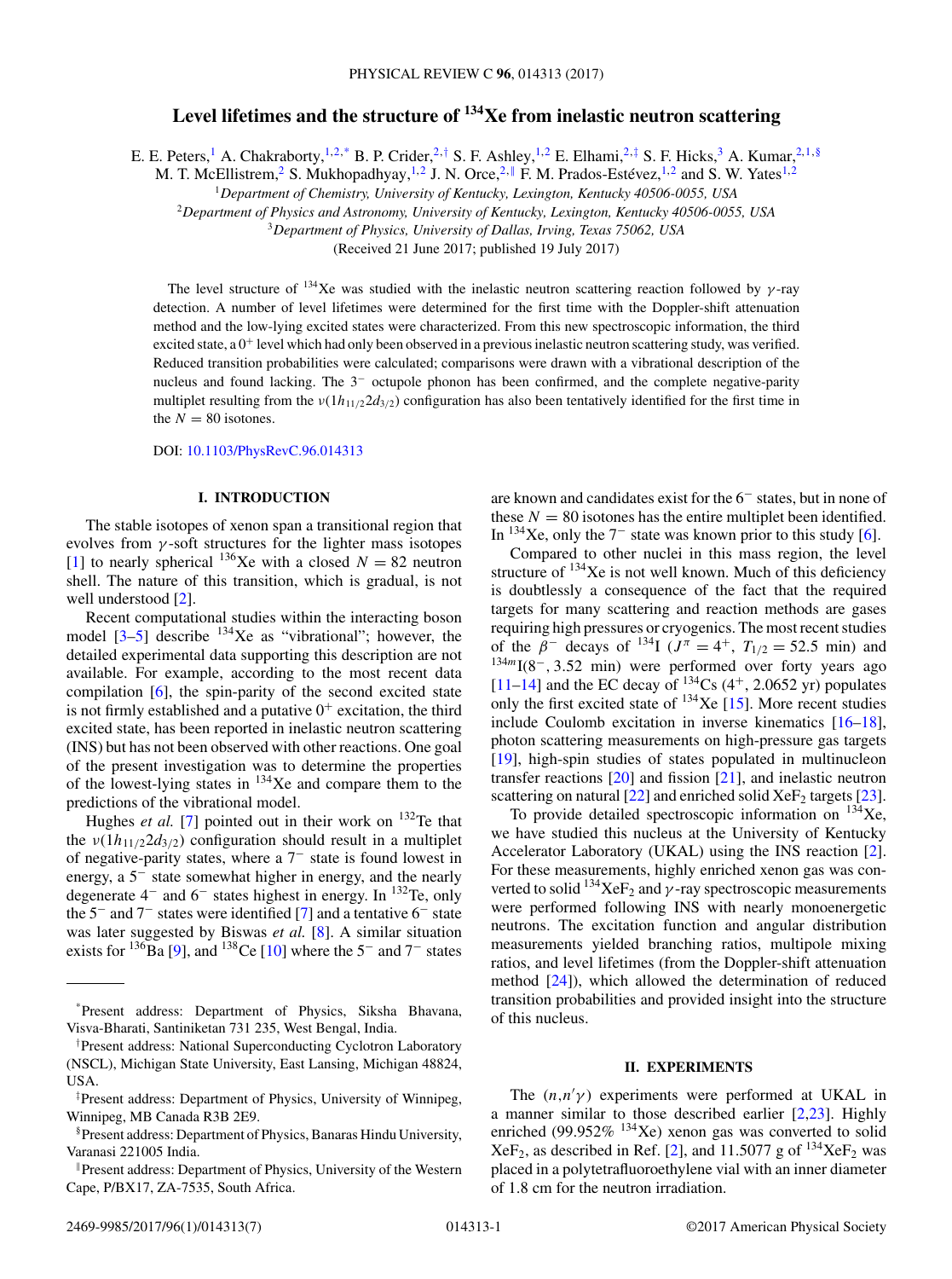# Level lifetimes and the structure of $^{134}$Xe from inelastic neutron scattering

E. E. Peters,[1] A. Chakraborty,[1,2,*] B. P. Crider,[2,†] S. F. Ashley,[1,2] E. Elhami,[2,‡] S. F. Hicks,[3] A. Kumar,[2,1,§] M. T. McEllistrem,[2] S. Mukhopadhyay,[1,2] J. N. Orce,[2,∥] F. M. Prados-Estévez,[1,2] and S. W. Yates[1,2]

[1]*Department of Chemistry, University of Kentucky, Lexington, Kentucky 40506-0055, USA*
[2]*Department of Physics and Astronomy, University of Kentucky, Lexington, Kentucky 40506-0055, USA*
[3]*Department of Physics, University of Dallas, Irving, Texas 75062, USA*

(Received 21 June 2017; published 19 July 2017)

The level structure of $^{134}$Xe was studied with the inelastic neutron scattering reaction followed by $\gamma$-ray detection. A number of level lifetimes were determined for the first time with the Doppler-shift attenuation method and the low-lying excited states were characterized. From this new spectroscopic information, the third excited state, a $0^+$ level which had only been observed in a previous inelastic neutron scattering study, was verified. Reduced transition probabilities were calculated; comparisons were drawn with a vibrational description of the nucleus and found lacking. The $3^-$ octupole phonon has been confirmed, and the complete negative-parity multiplet resulting from the $\nu(1h_{11/2}2d_{3/2})$ configuration has also been tentatively identified for the first time in the $N = 80$ isotones.

DOI: 10.1103/PhysRevC.96.014313

## I. INTRODUCTION

The stable isotopes of xenon span a transitional region that evolves from $\gamma$-soft structures for the lighter mass isotopes [1] to nearly spherical $^{136}$Xe with a closed $N = 82$ neutron shell. The nature of this transition, which is gradual, is not well understood [2].

Recent computational studies within the interacting boson model [3–5] describe $^{134}$Xe as "vibrational"; however, the detailed experimental data supporting this description are not available. For example, according to the most recent data compilation [6], the spin-parity of the second excited state is not firmly established and a putative $0^+$ excitation, the third excited state, has been reported in inelastic neutron scattering (INS) but has not been observed with other reactions. One goal of the present investigation was to determine the properties of the lowest-lying states in $^{134}$Xe and compare them to the predictions of the vibrational model.

Hughes *et al.* [7] pointed out in their work on $^{132}$Te that the $\nu(1h_{11/2}2d_{3/2})$ configuration should result in a multiplet of negative-parity states, where a $7^-$ state is found lowest in energy, a $5^-$ state somewhat higher in energy, and the nearly degenerate $4^-$ and $6^-$ states highest in energy. In $^{132}$Te, only the $5^-$ and $7^-$ states were identified [7] and a tentative $6^-$ state was later suggested by Biswas *et al.* [8]. A similar situation exists for $^{136}$Ba [9], and $^{138}$Ce [10] where the $5^-$ and $7^-$ states are known and candidates exist for the $6^-$ states, but in none of these $N = 80$ isotones has the entire multiplet been identified. In $^{134}$Xe, only the $7^-$ state was known prior to this study [6].

Compared to other nuclei in this mass region, the level structure of $^{134}$Xe is not well known. Much of this deficiency is doubtlessly a consequence of the fact that the required targets for many scattering and reaction methods are gases requiring high pressures or cryogenics. The most recent studies of the $\beta^-$ decays of $^{134}$I ($J^\pi = 4^+$, $T_{1/2} = 52.5$ min) and $^{134m}$I($8^-$, 3.52 min) were performed over forty years ago [11–14] and the EC decay of $^{134}$Cs ($4^+$, 2.0652 yr) populates only the first excited state of $^{134}$Xe [15]. More recent studies include Coulomb excitation in inverse kinematics [16–18], photon scattering measurements on high-pressure gas targets [19], high-spin studies of states populated in multinucleon transfer reactions [20] and fission [21], and inelastic neutron scattering on natural [22] and enriched solid $XeF_2$ targets [23].

To provide detailed spectroscopic information on $^{134}$Xe, we have studied this nucleus at the University of Kentucky Accelerator Laboratory (UKAL) using the INS reaction [2]. For these measurements, highly enriched xenon gas was converted to solid $^{134}XeF_2$ and $\gamma$-ray spectroscopic measurements were performed following INS with nearly monoenergetic neutrons. The excitation function and angular distribution measurements yielded branching ratios, multipole mixing ratios, and level lifetimes (from the Doppler-shift attenuation method [24]), which allowed the determination of reduced transition probabilities and provided insight into the structure of this nucleus.

## II. EXPERIMENTS

The $(n,n'\gamma)$ experiments were performed at UKAL in a manner similar to those described earlier [2,23]. Highly enriched (99.952% $^{134}$Xe) xenon gas was converted to solid $XeF_2$, as described in Ref. [2], and 11.5077 g of $^{134}XeF_2$ was placed in a polytetrafluoroethylene vial with an inner diameter of 1.8 cm for the neutron irradiation.

---

*Present address: Department of Physics, Siksha Bhavana, Visva-Bharati, Santiniketan 731 235, West Bengal, India.

†Present address: National Superconducting Cyclotron Laboratory (NSCL), Michigan State University, East Lansing, Michigan 48824, USA.

‡Present address: Department of Physics, University of Winnipeg, Winnipeg, MB Canada R3B 2E9.

§Present address: Department of Physics, Banaras Hindu University, Varanasi 221005 India.

∥Present address: Department of Physics, University of the Western Cape, P/BX17, ZA-7535, South Africa.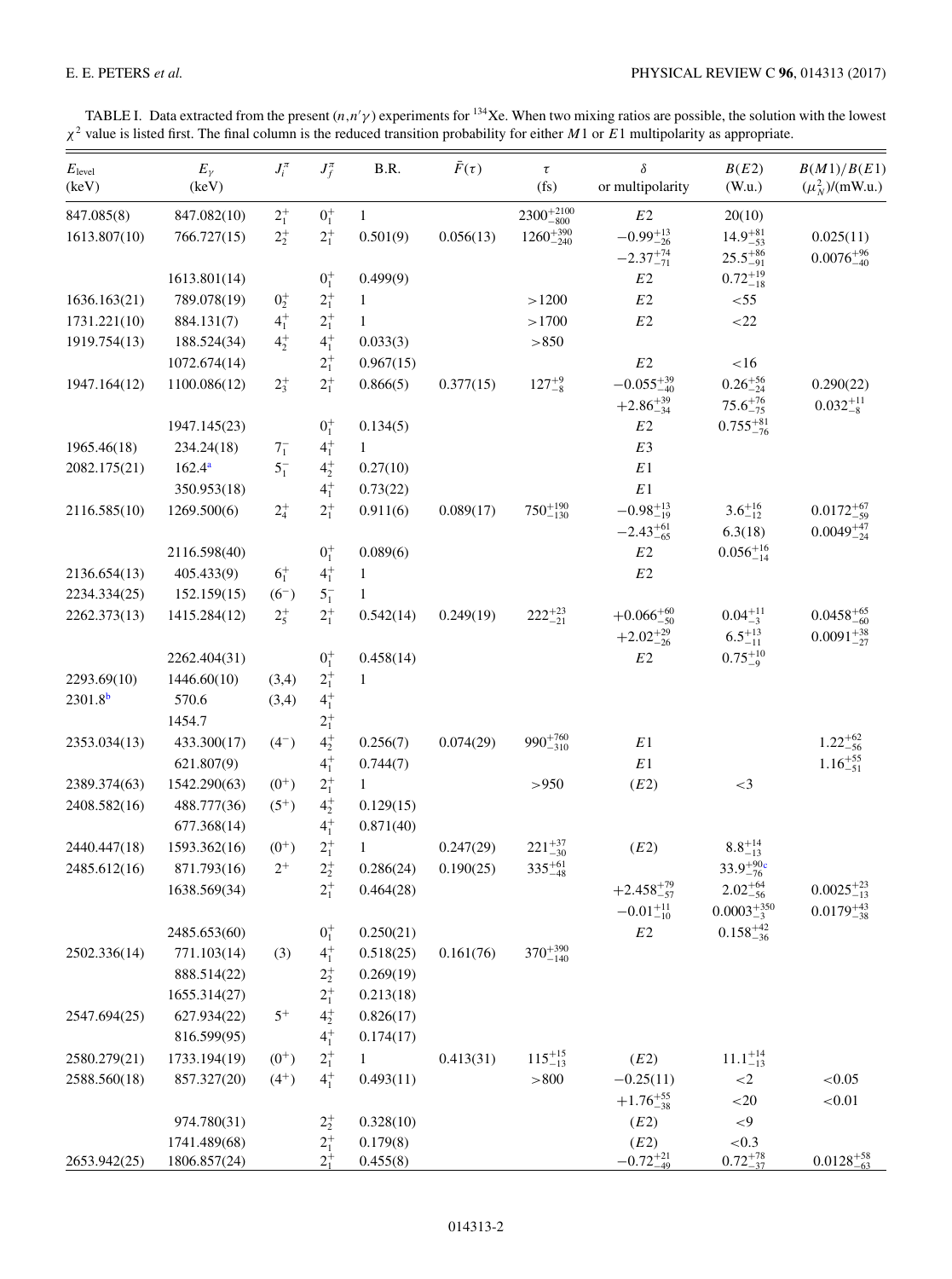TABLE I. Data extracted from the present $(n,n'\gamma)$ experiments for $^{134}$Xe. When two mixing ratios are possible, the solution with the lowest $\chi^2$ value is listed first. The final column is the reduced transition probability for either $M1$ or $E1$ multipolarity as appropriate.

| $E_{\text{level}}$ (keV) | $E_\gamma$ (keV) | $J_i^\pi$ | $J_f^\pi$ | B.R. | $\tilde{F}(\tau)$ | $\tau$ (fs) | $\delta$ or multipolarity | $B(E2)$ (W.u.) | $B(M1)/B(E1)$ $(\mu_N^2)/(\text{mW.u.})$ |
|---|---|---|---|---|---|---|---|---|---|
| 847.085(8) | 847.082(10) | $2_1^+$ | $0_1^+$ | 1 | | $2300^{+2100}_{-800}$ | $E2$ | 20(10) | |
| 1613.807(10) | 766.727(15) | $2_2^+$ | $2_1^+$ | 0.501(9) | 0.056(13) | $1260^{+390}_{-240}$ | $-0.99^{+13}_{-26}$ | $14.9^{+81}_{-53}$ | 0.025(11) |
| | | | | | | | $-2.37^{+74}_{-71}$ | $25.5^{+86}_{-91}$ | $0.0076^{+96}_{-40}$ |
| | 1613.801(14) | | $0_1^+$ | 0.499(9) | | | $E2$ | $0.72^{+19}_{-18}$ | |
| 1636.163(21) | 789.078(19) | $0_2^+$ | $2_1^+$ | 1 | | $>1200$ | $E2$ | $<55$ | |
| 1731.221(10) | 884.131(7) | $4_1^+$ | $2_1^+$ | 1 | | $>1700$ | $E2$ | $<22$ | |
| 1919.754(13) | 188.524(34) | $4_2^+$ | $4_1^+$ | 0.033(3) | | $>850$ | | | |
| | 1072.674(14) | | $2_1^+$ | 0.967(15) | | | $E2$ | $<16$ | |
| 1947.164(12) | 1100.086(12) | $2_3^+$ | $2_1^+$ | 0.866(5) | 0.377(15) | $127^{+9}_{-8}$ | $-0.055^{+39}_{-40}$ | $0.26^{+56}_{-24}$ | 0.290(22) |
| | | | | | | | $+2.86^{+39}_{-34}$ | $75.6^{+76}_{-75}$ | $0.032^{+11}_{-8}$ |
| | 1947.145(23) | | $0_1^+$ | 0.134(5) | | | $E2$ | $0.755^{+81}_{-76}$ | |
| 1965.46(18) | 234.24(18) | $7_1^-$ | $4_1^+$ | 1 | | | $E3$ | | |
| 2082.175(21) | 162.4[a] | $5_1^-$ | $4_2^+$ | 0.27(10) | | | $E1$ | | |
| | 350.953(18) | | $4_1^+$ | 0.73(22) | | | $E1$ | | |
| 2116.585(10) | 1269.500(6) | $2_4^+$ | $2_1^+$ | 0.911(6) | 0.089(17) | $750^{+190}_{-130}$ | $-0.98^{+13}_{-19}$ | $3.6^{+16}_{-12}$ | $0.0172^{+67}_{-59}$ |
| | | | | | | | $-2.43^{+61}_{-65}$ | 6.3(18) | $0.0049^{+47}_{-24}$ |
| | 2116.598(40) | | $0_1^+$ | 0.089(6) | | | $E2$ | $0.056^{+16}_{-14}$ | |
| 2136.654(13) | 405.433(9) | $6_1^+$ | $4_1^+$ | 1 | | | $E2$ | | |
| 2234.334(25) | 152.159(15) | $(6^-)$ | $5_1^-$ | 1 | | | | | |
| 2262.373(13) | 1415.284(12) | $2_5^+$ | $2_1^+$ | 0.542(14) | 0.249(19) | $222^{+23}_{-21}$ | $+0.066^{+60}_{-50}$ | $0.04^{+11}_{-3}$ | $0.0458^{+65}_{-60}$ |
| | | | | | | | $+2.02^{+29}_{-26}$ | $6.5^{+13}_{-11}$ | $0.0091^{+38}_{-27}$ |
| | 2262.404(31) | | $0_1^+$ | 0.458(14) | | | $E2$ | $0.75^{+10}_{-9}$ | |
| 2293.69(10) | 1446.60(10) | (3,4) | $2_1^+$ | 1 | | | | | |
| 2301.8[b] | 570.6 | (3,4) | $4_1^+$ | | | | | | |
| | 1454.7 | | $2_1^+$ | | | | | | |
| 2353.034(13) | 433.300(17) | $(4^-)$ | $4_2^+$ | 0.256(7) | 0.074(29) | $990^{+760}_{-310}$ | $E1$ | | $1.22^{+62}_{-56}$ |
| | 621.807(9) | | $4_1^+$ | 0.744(7) | | | $E1$ | | $1.16^{+55}_{-51}$ |
| 2389.374(63) | 1542.290(63) | $(0^+)$ | $2_1^+$ | 1 | | $>950$ | $(E2)$ | $<3$ | |
| 2408.582(16) | 488.777(36) | $(5^+)$ | $4_2^+$ | 0.129(15) | | | | | |
| | 677.368(14) | | $4_1^+$ | 0.871(40) | | | | | |
| 2440.447(18) | 1593.362(16) | $(0^+)$ | $2_1^+$ | 1 | 0.247(29) | $221^{+37}_{-30}$ | $(E2)$ | $8.8^{+14}_{-13}$ | |
| 2485.612(16) | 871.793(16) | $2^+$ | $2_2^+$ | 0.286(24) | 0.190(25) | $335^{+61}_{-48}$ | | $33.9^{+90}_{-76}$[c] | |
| | 1638.569(34) | | $2_1^+$ | 0.464(28) | | | $+2.458^{+79}_{-57}$ | $2.02^{+64}_{-56}$ | $0.0025^{+23}_{-13}$ |
| | | | | | | | $-0.01^{+11}_{-10}$ | $0.0003^{+350}_{-3}$ | $0.0179^{+43}_{-38}$ |
| | 2485.653(60) | | $0_1^+$ | 0.250(21) | | | $E2$ | $0.158^{+42}_{-36}$ | |
| 2502.336(14) | 771.103(14) | (3) | $4_1^+$ | 0.518(25) | 0.161(76) | $370^{+390}_{-140}$ | | | |
| | 888.514(22) | | $2_2^+$ | 0.269(19) | | | | | |
| | 1655.314(27) | | $2_1^+$ | 0.213(18) | | | | | |
| 2547.694(25) | 627.934(22) | $5^+$ | $4_2^+$ | 0.826(17) | | | | | |
| | 816.599(95) | | $4_1^+$ | 0.174(17) | | | | | |
| 2580.279(21) | 1733.194(19) | $(0^+)$ | $2_1^+$ | 1 | 0.413(31) | $115^{+15}_{-13}$ | $(E2)$ | $11.1^{+14}_{-13}$ | |
| 2588.560(18) | 857.327(20) | $(4^+)$ | $4_1^+$ | 0.493(11) | | $>800$ | $-0.25(11)$ | $<2$ | $<0.05$ |
| | | | | | | | $+1.76^{+55}_{-38}$ | $<20$ | $<0.01$ |
| | 974.780(31) | | $2_2^+$ | 0.328(10) | | | $(E2)$ | $<9$ | |
| | 1741.489(68) | | $2_1^+$ | 0.179(8) | | | $(E2)$ | $<0.3$ | |
| 2653.942(25) | 1806.857(24) | | $2_1^+$ | 0.455(8) | | | $-0.72^{+21}_{-49}$ | $0.72^{+78}_{-37}$ | $0.0128^{+58}_{-63}$ |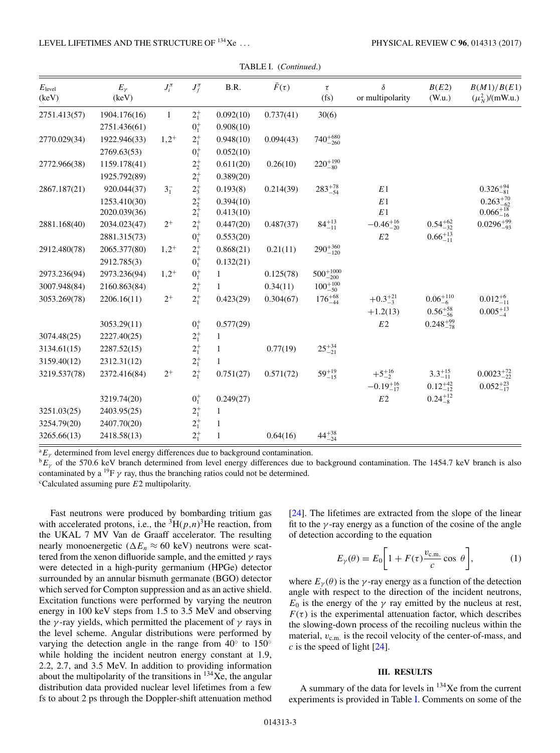TABLE I. (*Continued*.)

| $E_{\text{level}}$ (keV) | $E_\gamma$ (keV) | $J_i^\pi$ | $J_f^\pi$ | B.R. | $\bar{F}(\tau)$ | $\tau$ (fs) | $\delta$ or multipolarity | $B(E2)$ (W.u.) | $B(M1)/B(E1)$ ($\mu_N^2$)/(mW.u.) |
|---|---|---|---|---|---|---|---|---|---|
| 2751.413(57) | 1904.176(16) | 1 | $2_1^+$ | 0.092(10) | 0.737(41) | 30(6) | | | |
| | 2751.436(61) | | $0_1^+$ | 0.908(10) | | | | | |
| 2770.029(34) | 1922.946(33) | $1,2^+$ | $2_1^+$ | 0.948(10) | 0.094(43) | $740^{+680}_{-260}$ | | | |
| | 2769.63(53) | | $0_1^+$ | 0.052(10) | | | | | |
| 2772.966(38) | 1159.178(41) | | $2_2^+$ | 0.611(20) | 0.26(10) | $220^{+190}_{-80}$ | | | |
| | 1925.792(89) | | $2_1^+$ | 0.389(20) | | | | | |
| 2867.187(21) | 920.044(37) | $3_1^-$ | $2_3^+$ | 0.193(8) | 0.214(39) | $283^{+78}_{-54}$ | $E1$ | | $0.326^{+94}_{-81}$ |
| | 1253.410(30) | | $2_2^+$ | 0.394(10) | | | $E1$ | | $0.263^{+70}_{-62}$ |
| | 2020.039(36) | | $2_1^+$ | 0.413(10) | | | $E1$ | | $0.066^{+18}_{-16}$ |
| 2881.168(40) | 2034.023(47) | $2^+$ | $2_1^+$ | 0.447(20) | 0.487(37) | $84^{+13}_{-11}$ | $-0.46^{+16}_{-20}$ | $0.54^{+62}_{-32}$ | $0.0296^{+99}_{-93}$ |
| | 2881.315(73) | | $0_1^+$ | 0.553(20) | | | $E2$ | $0.66^{+13}_{-11}$ | |
| 2912.480(78) | 2065.377(80) | $1,2^+$ | $2_1^+$ | 0.868(21) | 0.21(11) | $290^{+360}_{-120}$ | | | |
| | 2912.785(3) | | $0_1^+$ | 0.132(21) | | | | | |
| 2973.236(94) | 2973.236(94) | $1,2^+$ | $0_1^+$ | 1 | 0.125(78) | $500^{+1000}_{-200}$ | | | |
| 3007.948(84) | 2160.863(84) | | $2_1^+$ | 1 | 0.34(11) | $100^{+100}_{-50}$ | | | |
| 3053.269(78) | 2206.16(11) | $2^+$ | $2_1^+$ | 0.423(29) | 0.304(67) | $176^{+68}_{-44}$ | $+0.3^{+21}_{-3}$ | $0.06^{+110}_{-6}$ | $0.012^{+6}_{-11}$ |
| | | | | | | | $+1.2(13)$ | $0.56^{+58}_{-56}$ | $0.005^{+13}_{-4}$ |
| | 3053.29(11) | | $0_1^+$ | 0.577(29) | | | $E2$ | $0.248^{+99}_{-78}$ | |
| 3074.48(25) | 2227.40(25) | | $2_1^+$ | 1 | | | | | |
| 3134.61(15) | 2287.52(15) | | $2_1^+$ | 1 | 0.77(19) | $25^{+34}_{-21}$ | | | |
| 3159.40(12) | 2312.31(12) | | $2_1^+$ | 1 | | | | | |
| 3219.537(78) | 2372.416(84) | $2^+$ | $2_1^+$ | 0.751(27) | 0.571(72) | $59^{+19}_{-15}$ | $+5^{+16}_{-2}$ | $3.3^{+15}_{-11}$ | $0.0023^{+72}_{-22}$ |
| | | | | | | | $-0.19^{+16}_{-17}$ | $0.12^{+42}_{-12}$ | $0.052^{+23}_{-17}$ |
| | 3219.74(20) | | $0_1^+$ | 0.249(27) | | | $E2$ | $0.24^{+12}_{-8}$ | |
| 3251.03(25) | 2403.95(25) | | $2_1^+$ | 1 | | | | | |
| 3254.79(20) | 2407.70(20) | | $2_1^+$ | 1 | | | | | |
| 3265.66(13) | 2418.58(13) | | $2_1^+$ | 1 | 0.64(16) | $44^{+38}_{-24}$ | | | |

[a] $E_\gamma$ determined from level energy differences due to background contamination.
[b] $E_\gamma$ of the 570.6 keV branch determined from level energy differences due to background contamination. The 1454.7 keV branch is also contaminated by a $^{19}$F $\gamma$ ray, thus the branching ratios could not be determined.
[c] Calculated assuming pure $E2$ multipolarity.

Fast neutrons were produced by bombarding tritium gas with accelerated protons, i.e., the $^3$H$(p,n)^3$He reaction, from the UKAL 7 MV Van de Graaff accelerator. The resulting nearly monoenergetic ($\Delta E_n \approx 60$ keV) neutrons were scattered from the xenon difluoride sample, and the emitted $\gamma$ rays were detected in a high-purity germanium (HPGe) detector surrounded by an annular bismuth germanate (BGO) detector which served for Compton suppression and as an active shield. Excitation functions were performed by varying the neutron energy in 100 keV steps from 1.5 to 3.5 MeV and observing the $\gamma$-ray yields, which permitted the placement of $\gamma$ rays in the level scheme. Angular distributions were performed by varying the detection angle in the range from 40° to 150° while holding the incident neutron energy constant at 1.9, 2.2, 2.7, and 3.5 MeV. In addition to providing information about the multipolarity of the transitions in $^{134}$Xe, the angular distribution data provided nuclear level lifetimes from a few fs to about 2 ps through the Doppler-shift attenuation method [24]. The lifetimes are extracted from the slope of the linear fit to the $\gamma$-ray energy as a function of the cosine of the angle of detection according to the equation

$$E_\gamma(\theta) = E_0\left[1 + F(\tau)\frac{v_{\text{c.m.}}}{c}\cos\,\theta\right], \qquad (1)$$

where $E_\gamma(\theta)$ is the $\gamma$-ray energy as a function of the detection angle with respect to the direction of the incident neutrons, $E_0$ is the energy of the $\gamma$ ray emitted by the nucleus at rest, $F(\tau)$ is the experimental attenuation factor, which describes the slowing-down process of the recoiling nucleus within the material, $v_{\text{c.m.}}$ is the recoil velocity of the center-of-mass, and $c$ is the speed of light [24].

## III. RESULTS

A summary of the data for levels in $^{134}$Xe from the current experiments is provided in Table I. Comments on some of the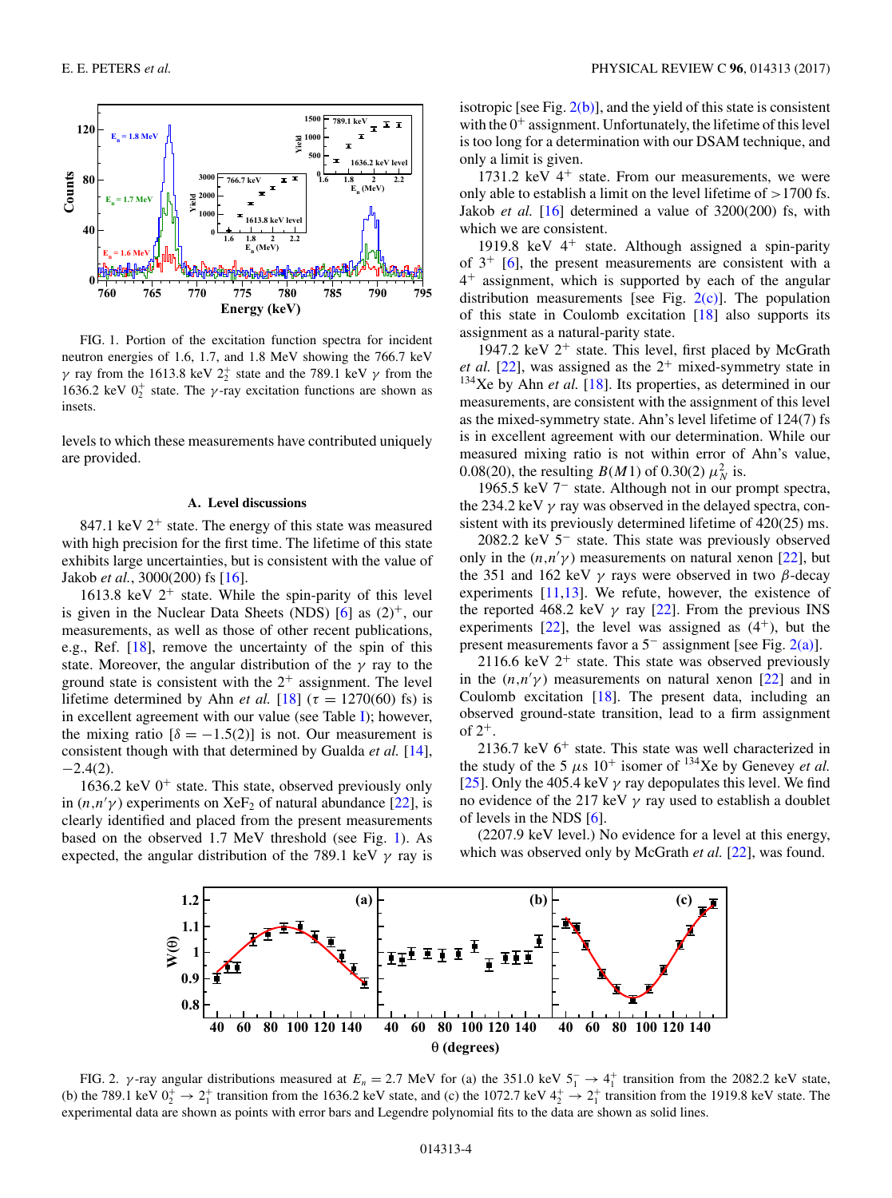FIG. 1. Portion of the excitation function spectra for incident neutron energies of 1.6, 1.7, and 1.8 MeV showing the 766.7 keV $\gamma$ ray from the 1613.8 keV $2_2^+$ state and the 789.1 keV $\gamma$ from the 1636.2 keV $0_2^+$ state. The $\gamma$-ray excitation functions are shown as insets.

levels to which these measurements have contributed uniquely are provided.

### A. Level discussions

847.1 keV $2^+$ state. The energy of this state was measured with high precision for the first time. The lifetime of this state exhibits large uncertainties, but is consistent with the value of Jakob *et al.*, 3000(200) fs [16].

1613.8 keV $2^+$ state. While the spin-parity of this level is given in the Nuclear Data Sheets (NDS) [6] as $(2)^+$, our measurements, as well as those of other recent publications, e.g., Ref. [18], remove the uncertainty of the spin of this state. Moreover, the angular distribution of the $\gamma$ ray to the ground state is consistent with the $2^+$ assignment. The level lifetime determined by Ahn *et al.* [18] ($\tau = 1270(60)$ fs) is in excellent agreement with our value (see Table I); however, the mixing ratio [$\delta = -1.5(2)$] is not. Our measurement is consistent though with that determined by Gualda *et al.* [14], $-2.4(2)$.

1636.2 keV $0^+$ state. This state, observed previously only in $(n,n'\gamma)$ experiments on $XeF_2$ of natural abundance [22], is clearly identified and placed from the present measurements based on the observed 1.7 MeV threshold (see Fig. 1). As expected, the angular distribution of the 789.1 keV $\gamma$ ray is isotropic [see Fig. 2(b)], and the yield of this state is consistent with the $0^+$ assignment. Unfortunately, the lifetime of this level is too long for a determination with our DSAM technique, and only a limit is given.

1731.2 keV $4^+$ state. From our measurements, we were only able to establish a limit on the level lifetime of $>1700$ fs. Jakob *et al.* [16] determined a value of 3200(200) fs, with which we are consistent.

1919.8 keV $4^+$ state. Although assigned a spin-parity of $3^+$ [6], the present measurements are consistent with a $4^+$ assignment, which is supported by each of the angular distribution measurements [see Fig. 2(c)]. The population of this state in Coulomb excitation [18] also supports its assignment as a natural-parity state.

1947.2 keV $2^+$ state. This level, first placed by McGrath *et al.* [22], was assigned as the $2^+$ mixed-symmetry state in $^{134}$Xe by Ahn *et al.* [18]. Its properties, as determined in our measurements, are consistent with the assignment of this level as the mixed-symmetry state. Ahn's level lifetime of 124(7) fs is in excellent agreement with our determination. While our measured mixing ratio is not within error of Ahn's value, 0.08(20), the resulting $B(M1)$ of 0.30(2) $\mu_N^2$ is.

1965.5 keV $7^-$ state. Although not in our prompt spectra, the 234.2 keV $\gamma$ ray was observed in the delayed spectra, consistent with its previously determined lifetime of 420(25) ms.

2082.2 keV $5^-$ state. This state was previously observed only in the $(n,n'\gamma)$ measurements on natural xenon [22], but the 351 and 162 keV $\gamma$ rays were observed in two $\beta$-decay experiments [11,13]. We refute, however, the existence of the reported 468.2 keV $\gamma$ ray [22]. From the previous INS experiments [22], the level was assigned as $(4^+)$, but the present measurements favor a $5^-$ assignment [see Fig. 2(a)].

2116.6 keV $2^+$ state. This state was observed previously in the $(n,n'\gamma)$ measurements on natural xenon [22] and in Coulomb excitation [18]. The present data, including an observed ground-state transition, lead to a firm assignment of $2^+$.

2136.7 keV $6^+$ state. This state was well characterized in the study of the 5 $\mu$s $10^+$ isomer of $^{134}$Xe by Genevey *et al.* [25]. Only the 405.4 keV $\gamma$ ray depopulates this level. We find no evidence of the 217 keV $\gamma$ ray used to establish a doublet of levels in the NDS [6].

(2207.9 keV level.) No evidence for a level at this energy, which was observed only by McGrath *et al.* [22], was found.

FIG. 2. $\gamma$-ray angular distributions measured at $E_n = 2.7$ MeV for (a) the 351.0 keV $5_1^- \rightarrow 4_1^+$ transition from the 2082.2 keV state, (b) the 789.1 keV $0_2^+ \rightarrow 2_1^+$ transition from the 1636.2 keV state, and (c) the 1072.7 keV $4_2^+ \rightarrow 2_1^+$ transition from the 1919.8 keV state. The experimental data are shown as points with error bars and Legendre polynomial fits to the data are shown as solid lines.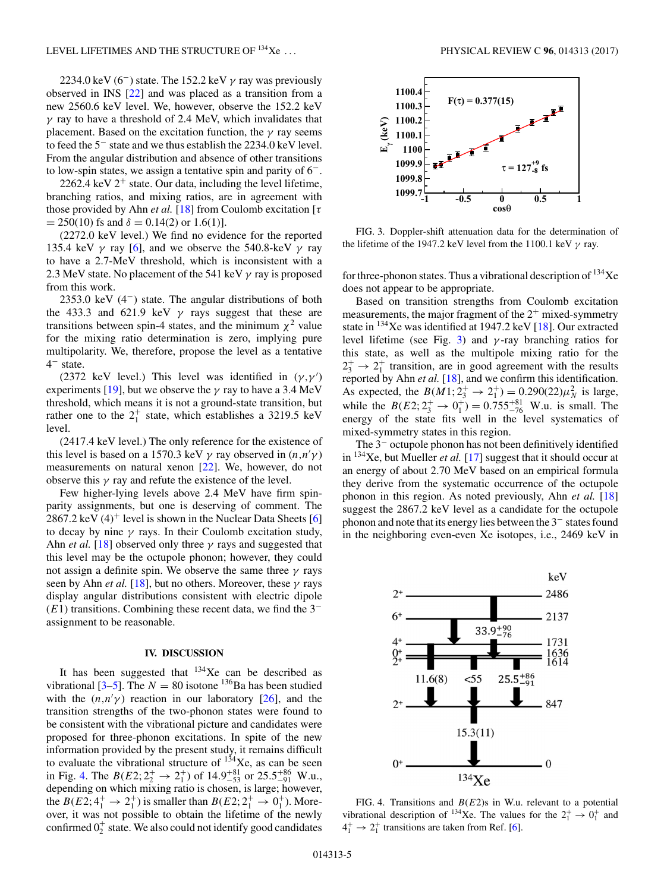2234.0 keV ($6^-$) state. The 152.2 keV $\gamma$ ray was previously observed in INS [22] and was placed as a transition from a new 2560.6 keV level. We, however, observe the 152.2 keV $\gamma$ ray to have a threshold of 2.4 MeV, which invalidates that placement. Based on the excitation function, the $\gamma$ ray seems to feed the $5^-$ state and we thus establish the 2234.0 keV level. From the angular distribution and absence of other transitions to low-spin states, we assign a tentative spin and parity of $6^-$.

2262.4 keV $2^+$ state. Our data, including the level lifetime, branching ratios, and mixing ratios, are in agreement with those provided by Ahn *et al.* [18] from Coulomb excitation [$\tau$ = 250(10) fs and $\delta$ = 0.14(2) or 1.6(1)].

(2272.0 keV level.) We find no evidence for the reported 135.4 keV $\gamma$ ray [6], and we observe the 540.8-keV $\gamma$ ray to have a 2.7-MeV threshold, which is inconsistent with a 2.3 MeV state. No placement of the 541 keV $\gamma$ ray is proposed from this work.

2353.0 keV ($4^-$) state. The angular distributions of both the 433.3 and 621.9 keV $\gamma$ rays suggest that these are transitions between spin-4 states, and the minimum $\chi^2$ value for the mixing ratio determination is zero, implying pure multipolarity. We, therefore, propose the level as a tentative $4^-$ state.

(2372 keV level.) This level was identified in $(\gamma,\gamma')$ experiments [19], but we observe the $\gamma$ ray to have a 3.4 MeV threshold, which means it is not a ground-state transition, but rather one to the $2_1^+$ state, which establishes a 3219.5 keV level.

(2417.4 keV level.) The only reference for the existence of this level is based on a 1570.3 keV $\gamma$ ray observed in $(n,n'\gamma)$ measurements on natural xenon [22]. We, however, do not observe this $\gamma$ ray and refute the existence of the level.

Few higher-lying levels above 2.4 MeV have firm spin-parity assignments, but one is deserving of comment. The 2867.2 keV $(4)^+$ level is shown in the Nuclear Data Sheets [6] to decay by nine $\gamma$ rays. In their Coulomb excitation study, Ahn *et al.* [18] observed only three $\gamma$ rays and suggested that this level may be the octupole phonon; however, they could not assign a definite spin. We observe the same three $\gamma$ rays seen by Ahn *et al.* [18], but no others. Moreover, these $\gamma$ rays display angular distributions consistent with electric dipole ($E1$) transitions. Combining these recent data, we find the $3^-$ assignment to be reasonable.

## IV. DISCUSSION

It has been suggested that $^{134}$Xe can be described as vibrational [3–5]. The $N = 80$ isotone $^{136}$Ba has been studied with the $(n,n'\gamma)$ reaction in our laboratory [26], and the transition strengths of the two-phonon states were found to be consistent with the vibrational picture and candidates were proposed for three-phonon excitations. In spite of the new information provided by the present study, it remains difficult to evaluate the vibrational structure of $^{134}$Xe, as can be seen in Fig. 4. The $B(E2;2_2^+\rightarrow 2_1^+)$ of $14.9^{+81}_{-53}$ or $25.5^{+86}_{-91}$ W.u., depending on which mixing ratio is chosen, is large; however, the $B(E2;4_1^+\rightarrow 2_1^+)$ is smaller than $B(E2;2_1^+\rightarrow 0_1^+)$. Moreover, it was not possible to obtain the lifetime of the newly confirmed $0_2^+$ state. We also could not identify good candidates for three-phonon states. Thus a vibrational description of $^{134}$Xe does not appear to be appropriate.

FIG. 3. Doppler-shift attenuation data for the determination of the lifetime of the 1947.2 keV level from the 1100.1 keV $\gamma$ ray.

Based on transition strengths from Coulomb excitation measurements, the major fragment of the $2^+$ mixed-symmetry state in $^{134}$Xe was identified at 1947.2 keV [18]. Our extracted level lifetime (see Fig. 3) and $\gamma$-ray branching ratios for this state, as well as the multipole mixing ratio for the $2_3^+\rightarrow 2_1^+$ transition, are in good agreement with the results reported by Ahn *et al.* [18], and we confirm this identification. As expected, the $B(M1;2_3^+\rightarrow 2_1^+) = 0.290(22)\mu_N^2$ is large, while the $B(E2;2_3^+\rightarrow 0_1^+) = 0.755^{+81}_{-76}$ W.u. is small. The energy of the state fits well in the level systematics of mixed-symmetry states in this region.

The $3^-$ octupole phonon has not been definitively identified in $^{134}$Xe, but Mueller *et al.* [17] suggest that it should occur at an energy of about 2.70 MeV based on an empirical formula they derive from the systematic occurrence of the octupole phonon in this region. As noted previously, Ahn *et al.* [18] suggest the 2867.2 keV level as a candidate for the octupole phonon and note that its energy lies between the $3^-$ states found in the neighboring even-even Xe isotopes, i.e., 2469 keV in

FIG. 4. Transitions and $B(E2)$s in W.u. relevant to a potential vibrational description of $^{134}$Xe. The values for the $2_1^+\rightarrow 0_1^+$ and $4_1^+\rightarrow 2_1^+$ transitions are taken from Ref. [6].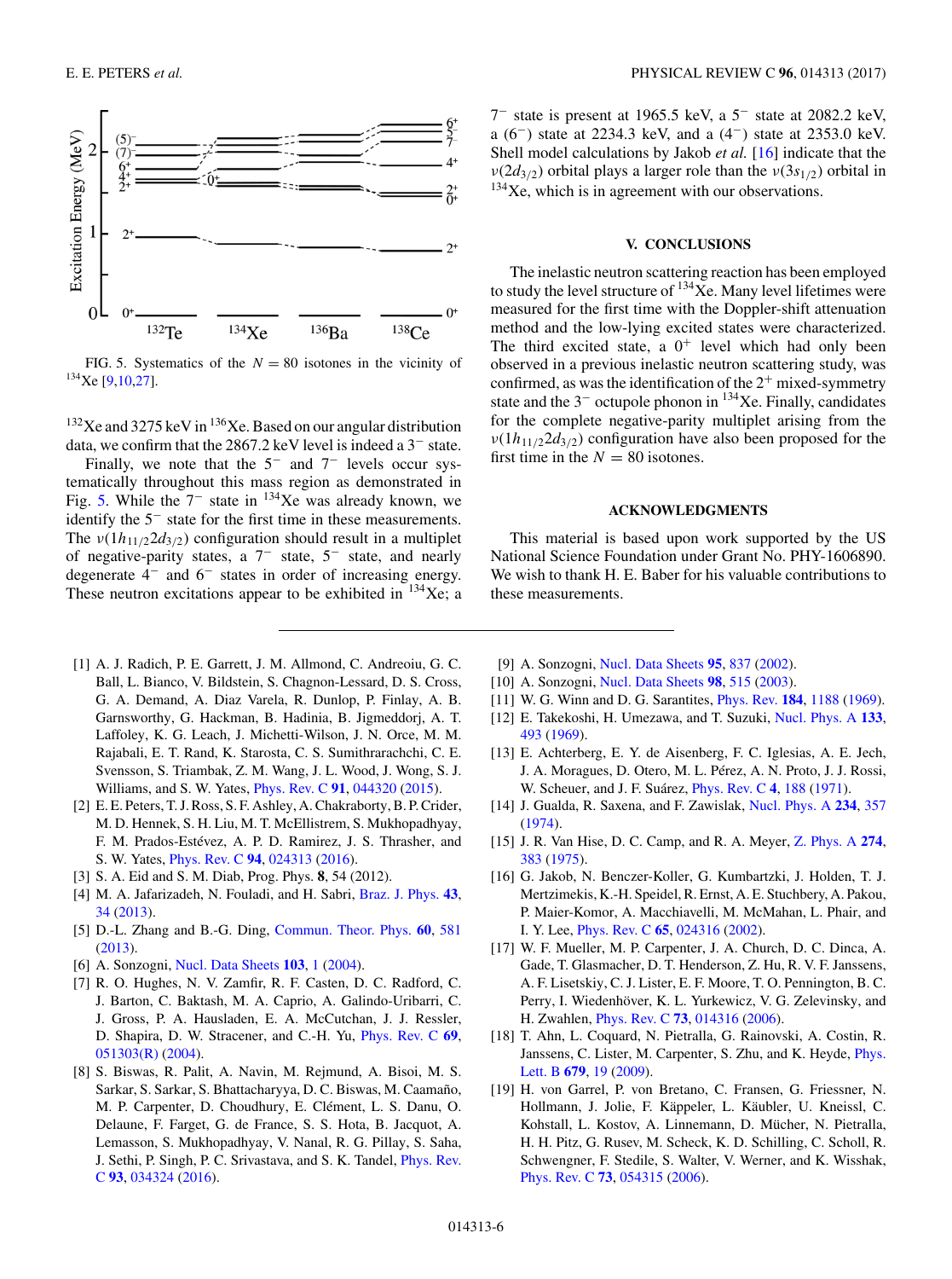FIG. 5. Systematics of the $N = 80$ isotones in the vicinity of $^{134}$Xe [9,10,27].

$^{132}$Xe and 3275 keV in $^{136}$Xe. Based on our angular distribution data, we confirm that the 2867.2 keV level is indeed a $3^-$ state.

Finally, we note that the $5^-$ and $7^-$ levels occur systematically throughout this mass region as demonstrated in Fig. 5. While the $7^-$ state in $^{134}$Xe was already known, we identify the $5^-$ state for the first time in these measurements. The $\nu(1h_{11/2}2d_{3/2})$ configuration should result in a multiplet of negative-parity states, a $7^-$ state, $5^-$ state, and nearly degenerate $4^-$ and $6^-$ states in order of increasing energy. These neutron excitations appear to be exhibited in $^{134}$Xe; a $7^-$ state is present at 1965.5 keV, a $5^-$ state at 2082.2 keV, a $(6^-)$ state at 2234.3 keV, and a $(4^-)$ state at 2353.0 keV. Shell model calculations by Jakob *et al.* [16] indicate that the $\nu(2d_{3/2})$ orbital plays a larger role than the $\nu(3s_{1/2})$ orbital in $^{134}$Xe, which is in agreement with our observations.

## V. CONCLUSIONS

The inelastic neutron scattering reaction has been employed to study the level structure of $^{134}$Xe. Many level lifetimes were measured for the first time with the Doppler-shift attenuation method and the low-lying excited states were characterized. The third excited state, a $0^+$ level which had only been observed in a previous inelastic neutron scattering study, was confirmed, as was the identification of the $2^+$ mixed-symmetry state and the $3^-$ octupole phonon in $^{134}$Xe. Finally, candidates for the complete negative-parity multiplet arising from the $\nu(1h_{11/2}2d_{3/2})$ configuration have also been proposed for the first time in the $N = 80$ isotones.

## ACKNOWLEDGMENTS

This material is based upon work supported by the US National Science Foundation under Grant No. PHY-1606890. We wish to thank H. E. Baber for his valuable contributions to these measurements.

[1] A. J. Radich, P. E. Garrett, J. M. Allmond, C. Andreoiu, G. C. Ball, L. Bianco, V. Bildstein, S. Chagnon-Lessard, D. S. Cross, G. A. Demand, A. Diaz Varela, R. Dunlop, P. Finlay, A. B. Garnsworthy, G. Hackman, B. Hadinia, B. Jigmeddorj, A. T. Laffoley, K. G. Leach, J. Michetti-Wilson, J. N. Orce, M. M. Rajabali, E. T. Rand, K. Starosta, C. S. Sumithrarachchi, C. E. Svensson, S. Triambak, Z. M. Wang, J. L. Wood, J. Wong, S. J. Williams, and S. W. Yates, Phys. Rev. C **91**, 044320 (2015).

[2] E. E. Peters, T. J. Ross, S. F. Ashley, A. Chakraborty, B. P. Crider, M. D. Hennek, S. H. Liu, M. T. McEllistrem, S. Mukhopadhyay, F. M. Prados-Estévez, A. P. D. Ramirez, J. S. Thrasher, and S. W. Yates, Phys. Rev. C **94**, 024313 (2016).

[3] S. A. Eid and S. M. Diab, Prog. Phys. **8**, 54 (2012).

[4] M. A. Jafarizadeh, N. Fouladi, and H. Sabri, Braz. J. Phys. **43**, 34 (2013).

[5] D.-L. Zhang and B.-G. Ding, Commun. Theor. Phys. **60**, 581 (2013).

[6] A. Sonzogni, Nucl. Data Sheets **103**, 1 (2004).

[7] R. O. Hughes, N. V. Zamfir, R. F. Casten, D. C. Radford, C. J. Barton, C. Baktash, M. A. Caprio, A. Galindo-Uribarri, C. J. Gross, P. A. Hausladen, E. A. McCutchan, J. J. Ressler, D. Shapira, D. W. Stracener, and C.-H. Yu, Phys. Rev. C **69**, 051303(R) (2004).

[8] S. Biswas, R. Palit, A. Navin, M. Rejmund, A. Bisoi, M. S. Sarkar, S. Sarkar, S. Bhattacharyya, D. C. Biswas, M. Caamaño, M. P. Carpenter, D. Choudhury, E. Clément, L. S. Danu, O. Delaune, F. Farget, G. de France, S. S. Hota, B. Jacquot, A. Lemasson, S. Mukhopadhyay, V. Nanal, R. G. Pillay, S. Saha, J. Sethi, P. Singh, P. C. Srivastava, and S. K. Tandel, Phys. Rev. C **93**, 034324 (2016).

[9] A. Sonzogni, Nucl. Data Sheets **95**, 837 (2002).

[10] A. Sonzogni, Nucl. Data Sheets **98**, 515 (2003).

[11] W. G. Winn and D. G. Sarantites, Phys. Rev. **184**, 1188 (1969).

[12] E. Takekoshi, H. Umezawa, and T. Suzuki, Nucl. Phys. A **133**, 493 (1969).

[13] E. Achterberg, E. Y. de Aisenberg, F. C. Iglesias, A. E. Jech, J. A. Moragues, D. Otero, M. L. Pérez, A. N. Proto, J. J. Rossi, W. Scheuer, and J. F. Suárez, Phys. Rev. C **4**, 188 (1971).

[14] J. Gualda, R. Saxena, and F. Zawislak, Nucl. Phys. A **234**, 357 (1974).

[15] J. R. Van Hise, D. C. Camp, and R. A. Meyer, Z. Phys. A **274**, 383 (1975).

[16] G. Jakob, N. Benczer-Koller, G. Kumbartzki, J. Holden, T. J. Mertzimekis, K.-H. Speidel, R. Ernst, A. E. Stuchbery, A. Pakou, P. Maier-Komor, A. Macchiavelli, M. McMahan, L. Phair, and I. Y. Lee, Phys. Rev. C **65**, 024316 (2002).

[17] W. F. Mueller, M. P. Carpenter, J. A. Church, D. C. Dinca, A. Gade, T. Glasmacher, D. T. Henderson, Z. Hu, R. V. F. Janssens, A. F. Lisetskiy, C. J. Lister, E. F. Moore, T. O. Pennington, B. C. Perry, I. Wiedenhöver, K. L. Yurkewicz, V. G. Zelevinsky, and H. Zwahlen, Phys. Rev. C **73**, 014316 (2006).

[18] T. Ahn, L. Coquard, N. Pietralla, G. Rainovski, A. Costin, R. Janssens, C. Lister, M. Carpenter, S. Zhu, and K. Heyde, Phys. Lett. B **679**, 19 (2009).

[19] H. von Garrel, P. von Bretano, C. Fransen, G. Friessner, N. Hollmann, J. Jolie, F. Käppeler, L. Käubler, U. Kneissl, C. Kohstall, L. Kostov, A. Linnemann, D. Mücher, N. Pietralla, H. H. Pitz, G. Rusev, M. Scheck, K. D. Schilling, C. Scholl, R. Schwengner, F. Stedile, S. Walter, V. Werner, and K. Wisshak, Phys. Rev. C **73**, 054315 (2006).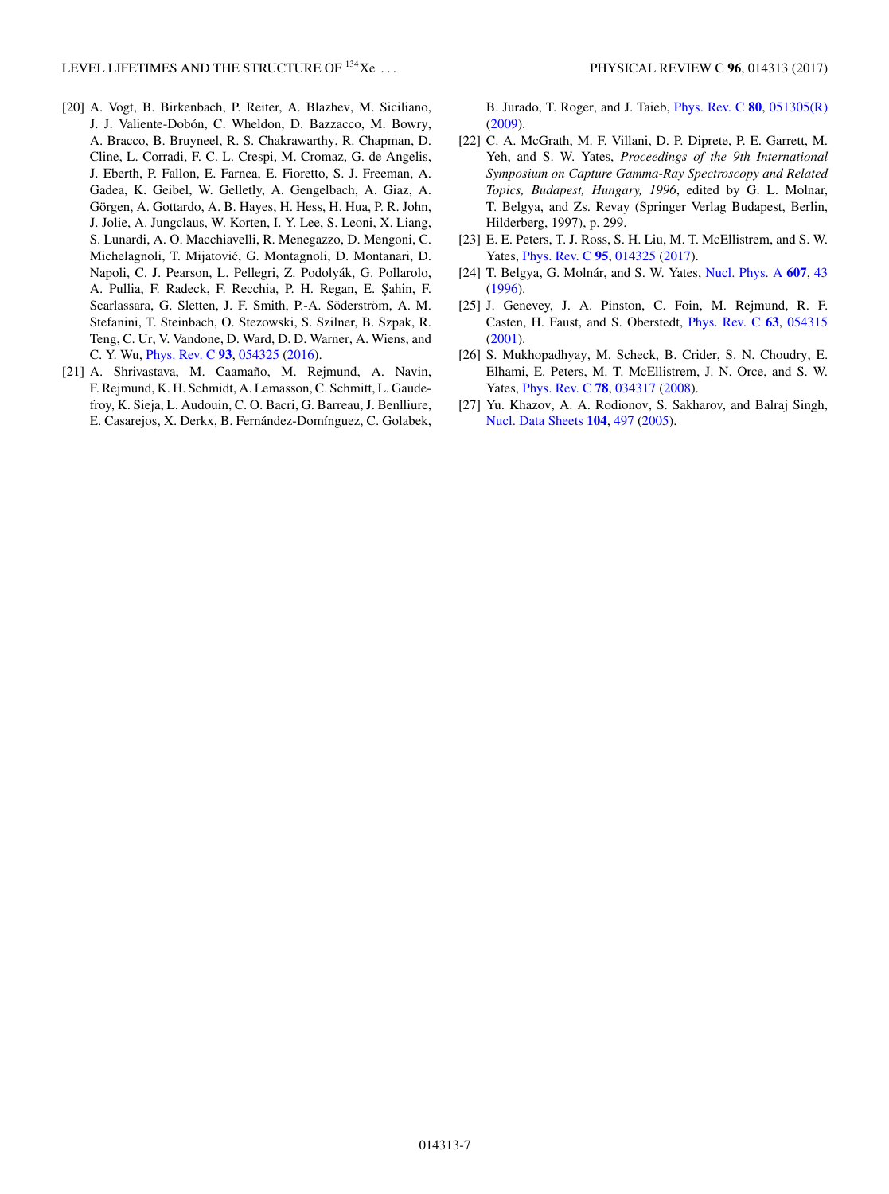[20] A. Vogt, B. Birkenbach, P. Reiter, A. Blazhev, M. Siciliano, J. J. Valiente-Dobón, C. Wheldon, D. Bazzacco, M. Bowry, A. Bracco, B. Bruyneel, R. S. Chakrawarthy, R. Chapman, D. Cline, L. Corradi, F. C. L. Crespi, M. Cromaz, G. de Angelis, J. Eberth, P. Fallon, E. Farnea, E. Fioretto, S. J. Freeman, A. Gadea, K. Geibel, W. Gelletly, A. Gengelbach, A. Giaz, A. Görgen, A. Gottardo, A. B. Hayes, H. Hess, H. Hua, P. R. John, J. Jolie, A. Jungclaus, W. Korten, I. Y. Lee, S. Leoni, X. Liang, S. Lunardi, A. O. Macchiavelli, R. Menegazzo, D. Mengoni, C. Michelagnoli, T. Mijatović, G. Montagnoli, D. Montanari, D. Napoli, C. J. Pearson, L. Pellegri, Z. Podolyák, G. Pollarolo, A. Pullia, F. Radeck, F. Recchia, P. H. Regan, E. Şahin, F. Scarlassara, G. Sletten, J. F. Smith, P.-A. Söderström, A. M. Stefanini, T. Steinbach, O. Stezowski, S. Szilner, B. Szpak, R. Teng, C. Ur, V. Vandone, D. Ward, D. D. Warner, A. Wiens, and C. Y. Wu, Phys. Rev. C **93**, 054325 (2016).

[21] A. Shrivastava, M. Caamaño, M. Rejmund, A. Navin, F. Rejmund, K. H. Schmidt, A. Lemasson, C. Schmitt, L. Gaudefroy, K. Sieja, L. Audouin, C. O. Bacri, G. Barreau, J. Benlliure, E. Casarejos, X. Derkx, B. Fernández-Domínguez, C. Golabek, B. Jurado, T. Roger, and J. Taieb, Phys. Rev. C **80**, 051305(R) (2009).

[22] C. A. McGrath, M. F. Villani, D. P. Diprete, P. E. Garrett, M. Yeh, and S. W. Yates, *Proceedings of the 9th International Symposium on Capture Gamma-Ray Spectroscopy and Related Topics, Budapest, Hungary, 1996*, edited by G. L. Molnar, T. Belgya, and Zs. Revay (Springer Verlag Budapest, Berlin, Hilderberg, 1997), p. 299.

[23] E. E. Peters, T. J. Ross, S. H. Liu, M. T. McEllistrem, and S. W. Yates, Phys. Rev. C **95**, 014325 (2017).

[24] T. Belgya, G. Molnár, and S. W. Yates, Nucl. Phys. A **607**, 43 (1996).

[25] J. Genevey, J. A. Pinston, C. Foin, M. Rejmund, R. F. Casten, H. Faust, and S. Oberstedt, Phys. Rev. C **63**, 054315 (2001).

[26] S. Mukhopadhyay, M. Scheck, B. Crider, S. N. Choudry, E. Elhami, E. Peters, M. T. McEllistrem, J. N. Orce, and S. W. Yates, Phys. Rev. C **78**, 034317 (2008).

[27] Yu. Khazov, A. A. Rodionov, S. Sakharov, and Balraj Singh, Nucl. Data Sheets **104**, 497 (2005).